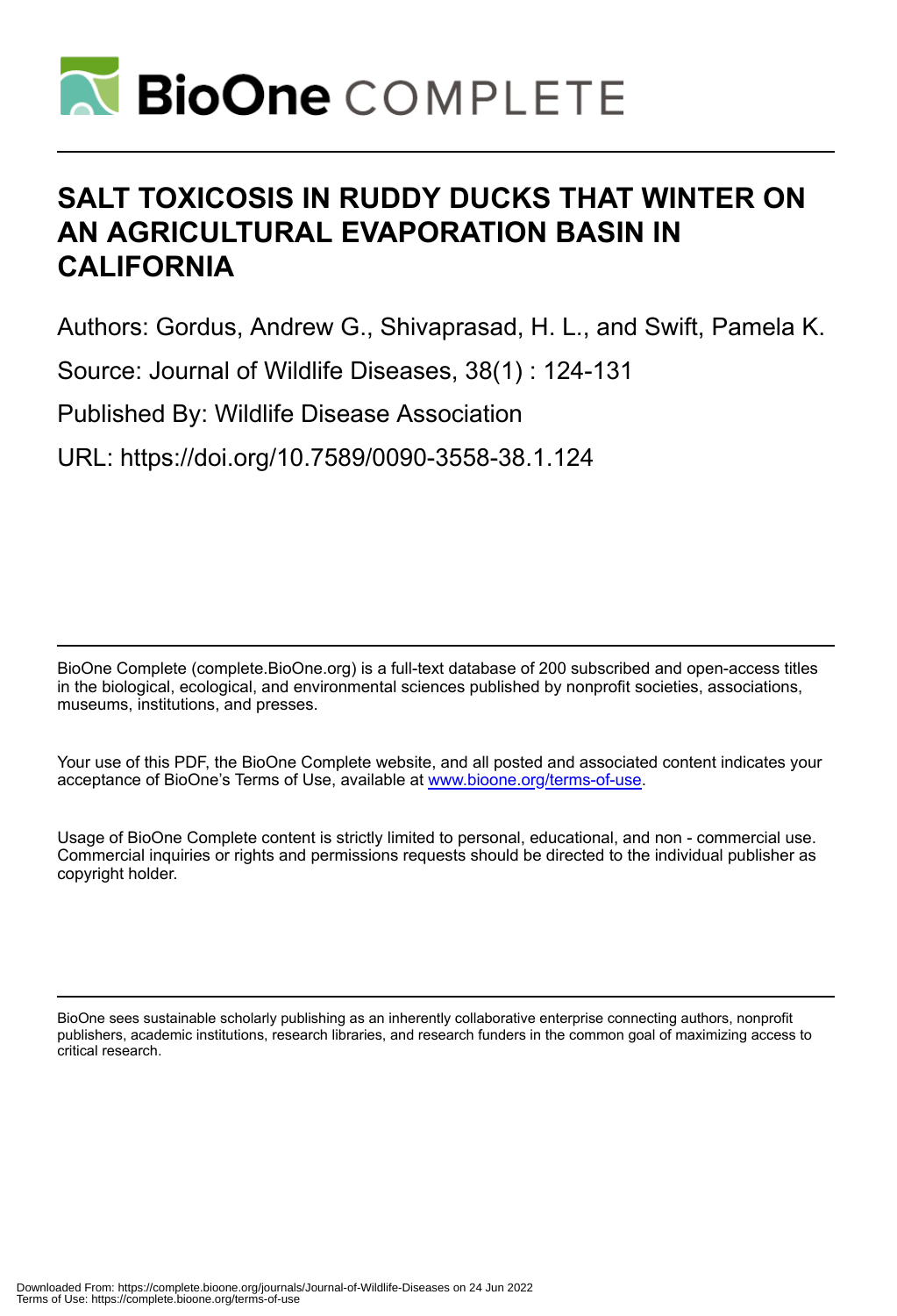# SALT TOXICOSIS IN RUDDY DUCKS THAT WINTER ON AN AGRICULTURAL EVAPORATION BASIN IN CALIFORNIA

Authors: Gordus, Andrew G., Shivaprasad, H. L., and Swift, Pamela K.

Source: Journal of Wildlife Diseases, 38(1) : 124-131

Published By: Wildlife Disease Association

URL: https://doi.org/10.7589/0090-3558-38.1.124

BioOne Complete (complete.BioOne.org) is a full-text database of 200 subscribed and open-access titles in the biological, ecological, and environmental sciences published by nonprofit societies, associations, museums, institutions, and presses.

Your use of this PDF, the BioOne Complete website, and all posted and associated content indicates your acceptance of BioOne's Terms of Use, available at www.bioone.org/terms-of-use.

Usage of BioOne Complete content is strictly limited to personal, educational, and non - commercial use. Commercial inquiries or rights and permissions requests should be directed to the individual publisher as copyright holder.

BioOne sees sustainable scholarly publishing as an inherently collaborative enterprise connecting authors, nonprofit publishers, academic institutions, research libraries, and research funders in the common goal of maximizing access to critical research.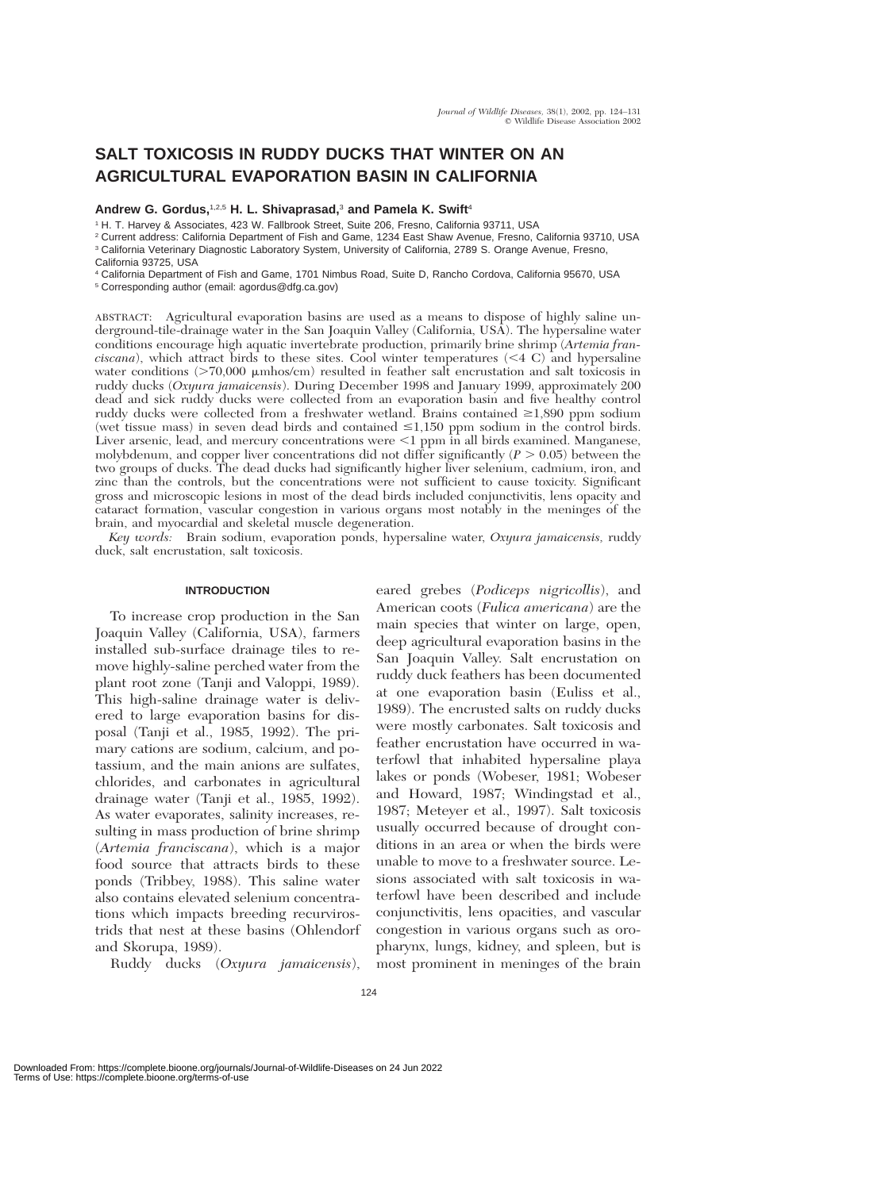# SALT TOXICOSIS IN RUDDY DUCKS THAT WINTER ON AN AGRICULTURAL EVAPORATION BASIN IN CALIFORNIA

**Andrew G. Gordus,**[1,2,5] **H. L. Shivaprasad,**[3] **and Pamela K. Swift**[4]

[1] H. T. Harvey & Associates, 423 W. Fallbrook Street, Suite 206, Fresno, California 93711, USA
[2] Current address: California Department of Fish and Game, 1234 East Shaw Avenue, Fresno, California 93710, USA
[3] California Veterinary Diagnostic Laboratory System, University of California, 2789 S. Orange Avenue, Fresno, California 93725, USA
[4] California Department of Fish and Game, 1701 Nimbus Road, Suite D, Rancho Cordova, California 95670, USA
[5] Corresponding author (email: agordus@dfg.ca.gov)

ABSTRACT: Agricultural evaporation basins are used as a means to dispose of highly saline underground-tile-drainage water in the San Joaquin Valley (California, USA). The hypersaline water conditions encourage high aquatic invertebrate production, primarily brine shrimp (*Artemia franciscana*), which attract birds to these sites. Cool winter temperatures (<4 C) and hypersaline water conditions (>70,000 μmhos/cm) resulted in feather salt encrustation and salt toxicosis in ruddy ducks (*Oxyura jamaicensis*). During December 1998 and January 1999, approximately 200 dead and sick ruddy ducks were collected from an evaporation basin and five healthy control ruddy ducks were collected from a freshwater wetland. Brains contained ≥1,890 ppm sodium (wet tissue mass) in seven dead birds and contained ≤1,150 ppm sodium in the control birds. Liver arsenic, lead, and mercury concentrations were <1 ppm in all birds examined. Manganese, molybdenum, and copper liver concentrations did not differ significantly ($P > 0.05$) between the two groups of ducks. The dead ducks had significantly higher liver selenium, cadmium, iron, and zinc than the controls, but the concentrations were not sufficient to cause toxicity. Significant gross and microscopic lesions in most of the dead birds included conjunctivitis, lens opacity and cataract formation, vascular congestion in various organs most notably in the meninges of the brain, and myocardial and skeletal muscle degeneration.

*Key words:* Brain sodium, evaporation ponds, hypersaline water, *Oxyura jamaicensis*, ruddy duck, salt encrustation, salt toxicosis.

## INTRODUCTION

To increase crop production in the San Joaquin Valley (California, USA), farmers installed sub-surface drainage tiles to remove highly-saline perched water from the plant root zone (Tanji and Valoppi, 1989). This high-saline drainage water is delivered to large evaporation basins for disposal (Tanji et al., 1985, 1992). The primary cations are sodium, calcium, and potassium, and the main anions are sulfates, chlorides, and carbonates in agricultural drainage water (Tanji et al., 1985, 1992). As water evaporates, salinity increases, resulting in mass production of brine shrimp (*Artemia franciscana*), which is a major food source that attracts birds to these ponds (Tribbey, 1988). This saline water also contains elevated selenium concentrations which impacts breeding recurvirostrids that nest at these basins (Ohlendorf and Skorupa, 1989).

Ruddy ducks (*Oxyura jamaicensis*), eared grebes (*Podiceps nigricollis*), and American coots (*Fulica americana*) are the main species that winter on large, open, deep agricultural evaporation basins in the San Joaquin Valley. Salt encrustation on ruddy duck feathers has been documented at one evaporation basin (Euliss et al., 1989). The encrusted salts on ruddy ducks were mostly carbonates. Salt toxicosis and feather encrustation have occurred in waterfowl that inhabited hypersaline playa lakes or ponds (Wobeser, 1981; Wobeser and Howard, 1987; Windingstad et al., 1987; Meteyer et al., 1997). Salt toxicosis usually occurred because of drought conditions in an area or when the birds were unable to move to a freshwater source. Lesions associated with salt toxicosis in waterfowl have been described and include conjunctivitis, lens opacities, and vascular congestion in various organs such as oropharynx, lungs, kidney, and spleen, but is most prominent in meninges of the brain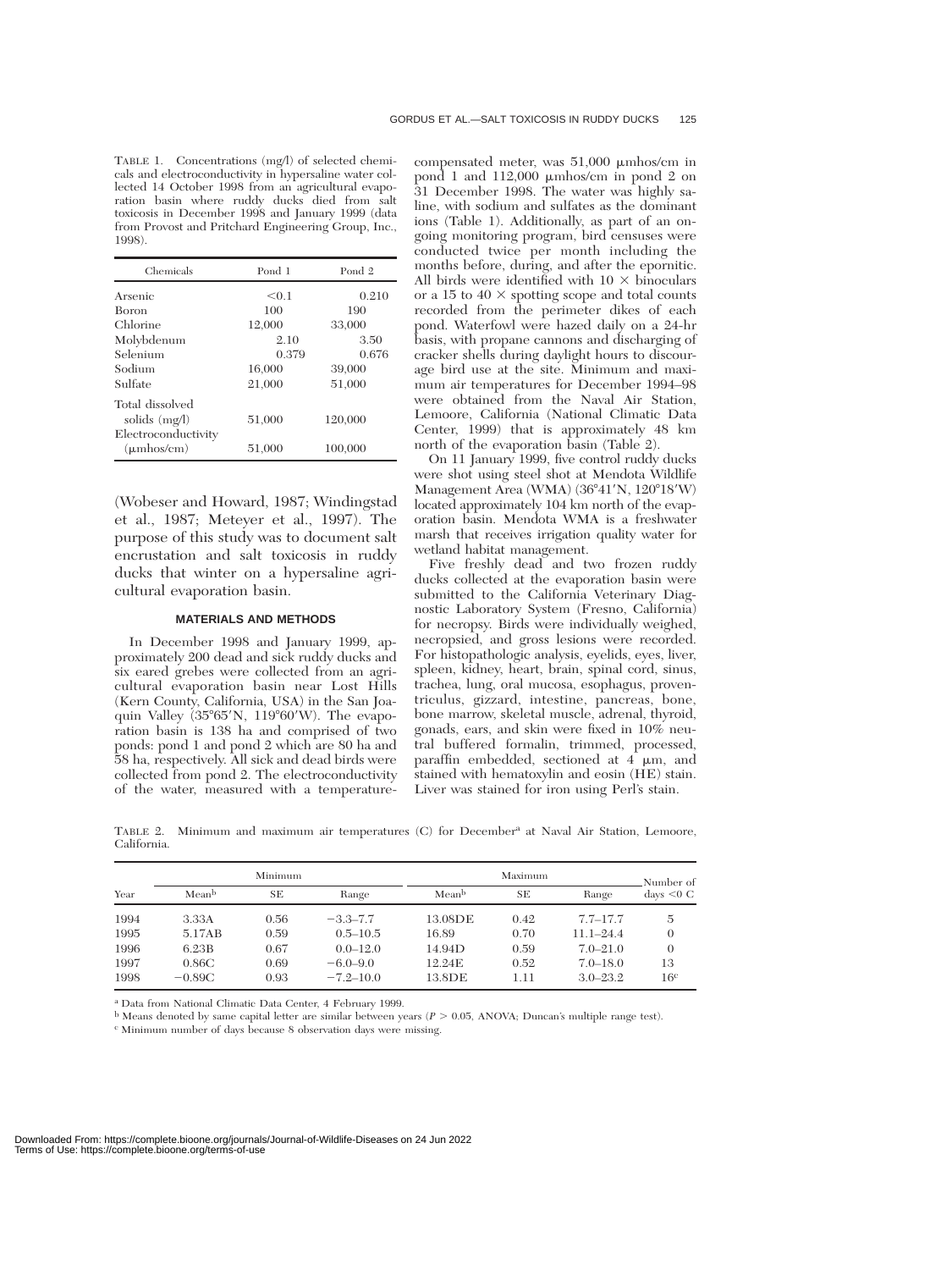TABLE 1. Concentrations (mg/l) of selected chemicals and electroconductivity in hypersaline water collected 14 October 1998 from an agricultural evaporation basin where ruddy ducks died from salt toxicosis in December 1998 and January 1999 (data from Provost and Pritchard Engineering Group, Inc., 1998).

| Chemicals | Pond 1 | Pond 2 |
|---|---|---|
| Arsenic | <0.1 | 0.210 |
| Boron | 100 | 190 |
| Chlorine | 12,000 | 33,000 |
| Molybdenum | 2.10 | 3.50 |
| Selenium | 0.379 | 0.676 |
| Sodium | 16,000 | 39,000 |
| Sulfate | 21,000 | 51,000 |
| Total dissolved solids (mg/l) | 51,000 | 120,000 |
| Electroconductivity (μmhos/cm) | 51,000 | 100,000 |

(Wobeser and Howard, 1987; Windingstad et al., 1987; Meteyer et al., 1997). The purpose of this study was to document salt encrustation and salt toxicosis in ruddy ducks that winter on a hypersaline agricultural evaporation basin.

## MATERIALS AND METHODS

In December 1998 and January 1999, approximately 200 dead and sick ruddy ducks and six eared grebes were collected from an agricultural evaporation basin near Lost Hills (Kern County, California, USA) in the San Joaquin Valley (35°65′N, 119°60′W). The evaporation basin is 138 ha and comprised of two ponds: pond 1 and pond 2 which are 80 ha and 58 ha, respectively. All sick and dead birds were collected from pond 2. The electroconductivity of the water, measured with a temperature-compensated meter, was 51,000 μmhos/cm in pond 1 and 112,000 μmhos/cm in pond 2 on 31 December 1998. The water was highly saline, with sodium and sulfates as the dominant ions (Table 1). Additionally, as part of an ongoing monitoring program, bird censuses were conducted twice per month including the months before, during, and after the epornitic. All birds were identified with 10 × binoculars or a 15 to 40 × spotting scope and total counts recorded from the perimeter dikes of each pond. Waterfowl were hazed daily on a 24-hr basis, with propane cannons and discharging of cracker shells during daylight hours to discourage bird use at the site. Minimum and maximum air temperatures for December 1994–98 were obtained from the Naval Air Station, Lemoore, California (National Climatic Data Center, 1999) that is approximately 48 km north of the evaporation basin (Table 2).

On 11 January 1999, five control ruddy ducks were shot using steel shot at Mendota Wildlife Management Area (WMA) (36°41′N, 120°18′W) located approximately 104 km north of the evaporation basin. Mendota WMA is a freshwater marsh that receives irrigation quality water for wetland habitat management.

Five freshly dead and two frozen ruddy ducks collected at the evaporation basin were submitted to the California Veterinary Diagnostic Laboratory System (Fresno, California) for necropsy. Birds were individually weighed, necropsied, and gross lesions were recorded. For histopathologic analysis, eyelids, eyes, liver, spleen, kidney, heart, brain, spinal cord, sinus, trachea, lung, oral mucosa, esophagus, proventriculus, gizzard, intestine, pancreas, bone, bone marrow, skeletal muscle, adrenal, thyroid, gonads, ears, and skin were fixed in 10% neutral buffered formalin, trimmed, processed, paraffin embedded, sectioned at 4 μm, and stained with hematoxylin and eosin (HE) stain. Liver was stained for iron using Perl's stain.

TABLE 2. Minimum and maximum air temperatures (C) for December[a] at Naval Air Station, Lemoore, California.

| Year | Minimum | | | Maximum | | | Number of days <0 C |
|---|---|---|---|---|---|---|---|
| | Mean[b] | SE | Range | Mean[b] | SE | Range | |
| 1994 | 3.33A | 0.56 | −3.3–7.7 | 13.08DE | 0.42 | 7.7–17.7 | 5 |
| 1995 | 5.17AB | 0.59 | 0.5–10.5 | 16.89 | 0.70 | 11.1–24.4 | 0 |
| 1996 | 6.23B | 0.67 | 0.0–12.0 | 14.94D | 0.59 | 7.0–21.0 | 0 |
| 1997 | 0.86C | 0.69 | −6.0–9.0 | 12.24E | 0.52 | 7.0–18.0 | 13 |
| 1998 | −0.89C | 0.93 | −7.2–10.0 | 13.8DE | 1.11 | 3.0–23.2 | 16[c] |

[a] Data from National Climatic Data Center, 4 February 1999.

[b] Means denoted by same capital letter are similar between years ($P > 0.05$, ANOVA; Duncan's multiple range test).

[c] Minimum number of days because 8 observation days were missing.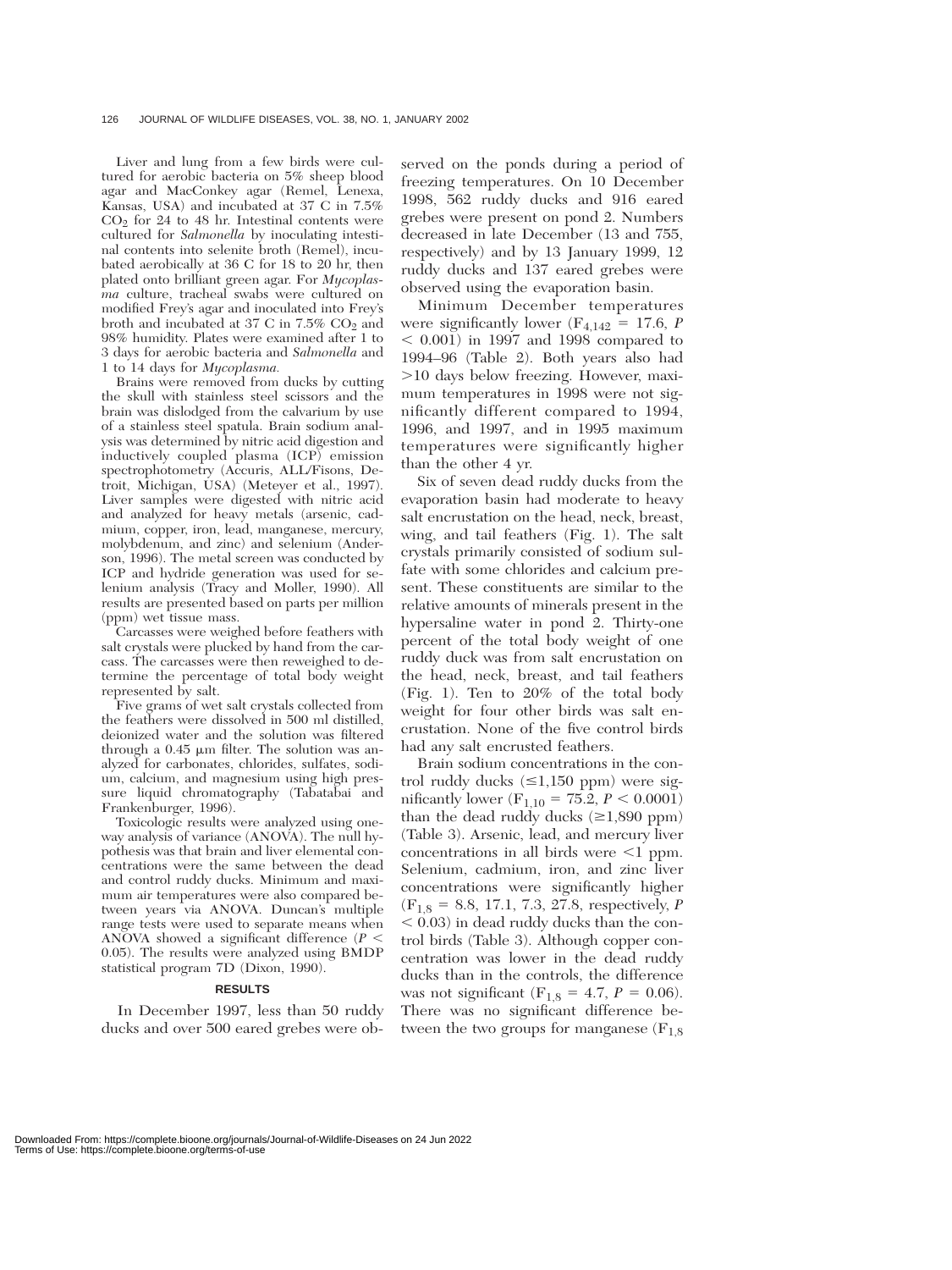Liver and lung from a few birds were cultured for aerobic bacteria on 5% sheep blood agar and MacConkey agar (Remel, Lenexa, Kansas, USA) and incubated at 37 C in 7.5% $CO_2$ for 24 to 48 hr. Intestinal contents were cultured for *Salmonella* by inoculating intestinal contents into selenite broth (Remel), incubated aerobically at 36 C for 18 to 20 hr, then plated onto brilliant green agar. For *Mycoplasma* culture, tracheal swabs were cultured on modified Frey's agar and inoculated into Frey's broth and incubated at 37 C in 7.5% $CO_2$ and 98% humidity. Plates were examined after 1 to 3 days for aerobic bacteria and *Salmonella* and 1 to 14 days for *Mycoplasma.*

Brains were removed from ducks by cutting the skull with stainless steel scissors and the brain was dislodged from the calvarium by use of a stainless steel spatula. Brain sodium analysis was determined by nitric acid digestion and inductively coupled plasma (ICP) emission spectrophotometry (Accuris, ALL/Fisons, Detroit, Michigan, USA) (Meteyer et al., 1997). Liver samples were digested with nitric acid and analyzed for heavy metals (arsenic, cadmium, copper, iron, lead, manganese, mercury, molybdenum, and zinc) and selenium (Anderson, 1996). The metal screen was conducted by ICP and hydride generation was used for selenium analysis (Tracy and Moller, 1990). All results are presented based on parts per million (ppm) wet tissue mass.

Carcasses were weighed before feathers with salt crystals were plucked by hand from the carcass. The carcasses were then reweighed to determine the percentage of total body weight represented by salt.

Five grams of wet salt crystals collected from the feathers were dissolved in 500 ml distilled, deionized water and the solution was filtered through a 0.45 μm filter. The solution was analyzed for carbonates, chlorides, sulfates, sodium, calcium, and magnesium using high pressure liquid chromatography (Tabatabai and Frankenburger, 1996).

Toxicologic results were analyzed using one-way analysis of variance (ANOVA). The null hypothesis was that brain and liver elemental concentrations were the same between the dead and control ruddy ducks. Minimum and maximum air temperatures were also compared between years via ANOVA. Duncan's multiple range tests were used to separate means when ANOVA showed a significant difference ($P < 0.05$). The results were analyzed using BMDP statistical program 7D (Dixon, 1990).

## RESULTS

In December 1997, less than 50 ruddy ducks and over 500 eared grebes were observed on the ponds during a period of freezing temperatures. On 10 December 1998, 562 ruddy ducks and 916 eared grebes were present on pond 2. Numbers decreased in late December (13 and 755, respectively) and by 13 January 1999, 12 ruddy ducks and 137 eared grebes were observed using the evaporation basin.

Minimum December temperatures were significantly lower ($F_{4,142} = 17.6$, $P < 0.001$) in 1997 and 1998 compared to 1994–96 (Table 2). Both years also had >10 days below freezing. However, maximum temperatures in 1998 were not significantly different compared to 1994, 1996, and 1997, and in 1995 maximum temperatures were significantly higher than the other 4 yr.

Six of seven dead ruddy ducks from the evaporation basin had moderate to heavy salt encrustation on the head, neck, breast, wing, and tail feathers (Fig. 1). The salt crystals primarily consisted of sodium sulfate with some chlorides and calcium present. These constituents are similar to the relative amounts of minerals present in the hypersaline water in pond 2. Thirty-one percent of the total body weight of one ruddy duck was from salt encrustation on the head, neck, breast, and tail feathers (Fig. 1). Ten to 20% of the total body weight for four other birds was salt encrustation. None of the five control birds had any salt encrusted feathers.

Brain sodium concentrations in the control ruddy ducks (≤1,150 ppm) were significantly lower ($F_{1,10} = 75.2$, $P < 0.0001$) than the dead ruddy ducks (≥1,890 ppm) (Table 3). Arsenic, lead, and mercury liver concentrations in all birds were <1 ppm. Selenium, cadmium, iron, and zinc liver concentrations were significantly higher ($F_{1,8} = 8.8$, 17.1, 7.3, 27.8, respectively, $P < 0.03$) in dead ruddy ducks than the control birds (Table 3). Although copper concentration was lower in the dead ruddy ducks than in the controls, the difference was not significant ($F_{1,8} = 4.7$, $P = 0.06$). There was no significant difference between the two groups for manganese ($F_{1,8}$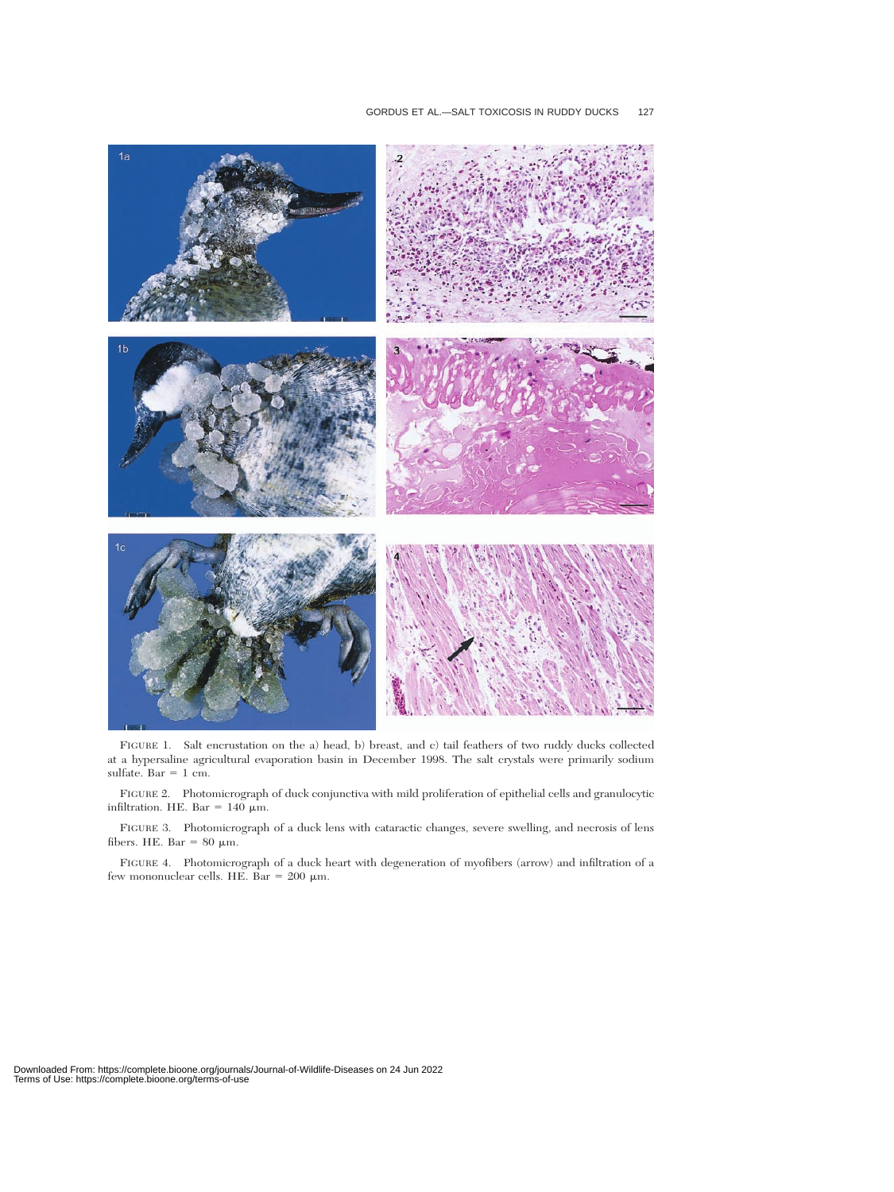FIGURE 1. Salt encrustation on the a) head, b) breast, and c) tail feathers of two ruddy ducks collected at a hypersaline agricultural evaporation basin in December 1998. The salt crystals were primarily sodium sulfate. Bar = 1 cm.

FIGURE 2. Photomicrograph of duck conjunctiva with mild proliferation of epithelial cells and granulocytic infiltration. HE. Bar = 140 μm.

FIGURE 3. Photomicrograph of a duck lens with cataractic changes, severe swelling, and necrosis of lens fibers. HE. Bar = 80 μm.

FIGURE 4. Photomicrograph of a duck heart with degeneration of myofibers (arrow) and infiltration of a few mononuclear cells. HE. Bar = 200 μm.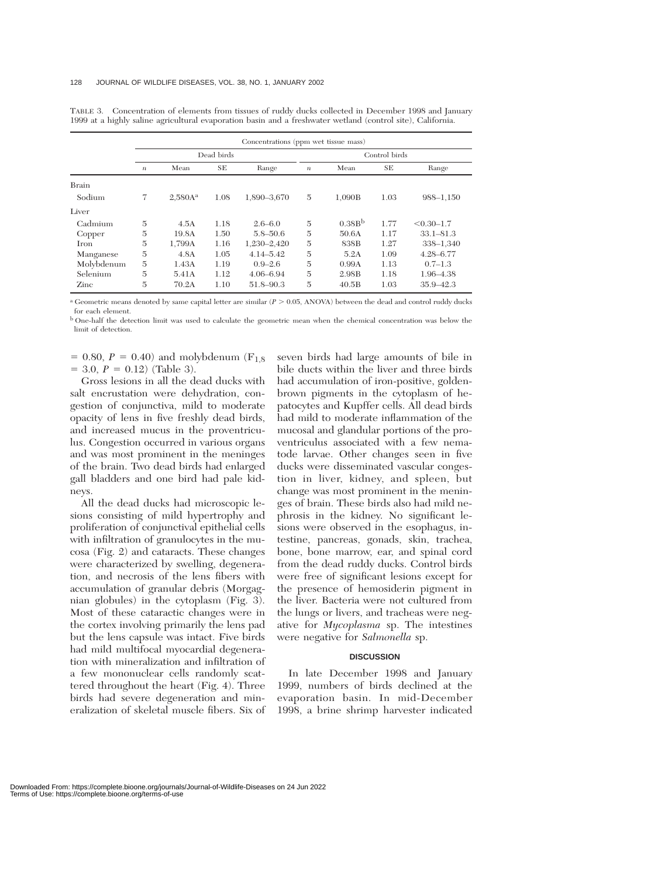TABLE 3. Concentration of elements from tissues of ruddy ducks collected in December 1998 and January 1999 at a highly saline agricultural evaporation basin and a freshwater wetland (control site), California.

| | Concentrations (ppm wet tissue mass) | | | | | | | |
|---|---|---|---|---|---|---|---|---|
| | Dead birds | | | | Control birds | | | |
| | $n$ | Mean | SE | Range | $n$ | Mean | SE | Range |
| Brain | | | | | | | | |
| Sodium | 7 | 2,580A[a] | 1.08 | 1,890–3,670 | 5 | 1,090B | 1.03 | 988–1,150 |
| Liver | | | | | | | | |
| Cadmium | 5 | 4.5A | 1.18 | 2.6–6.0 | 5 | 0.38B[b] | 1.77 | <0.30–1.7 |
| Copper | 5 | 19.8A | 1.50 | 5.8–50.6 | 5 | 50.6A | 1.17 | 33.1–81.3 |
| Iron | 5 | 1,799A | 1.16 | 1,230–2,420 | 5 | 838B | 1.27 | 338–1,340 |
| Manganese | 5 | 4.8A | 1.05 | 4.14–5.42 | 5 | 5.2A | 1.09 | 4.28–6.77 |
| Molybdenum | 5 | 1.43A | 1.19 | 0.9–2.6 | 5 | 0.99A | 1.13 | 0.7–1.3 |
| Selenium | 5 | 5.41A | 1.12 | 4.06–6.94 | 5 | 2.98B | 1.18 | 1.96–4.38 |
| Zinc | 5 | 70.2A | 1.10 | 51.8–90.3 | 5 | 40.5B | 1.03 | 35.9–42.3 |

[a] Geometric means denoted by same capital letter are similar ($P > 0.05$, ANOVA) between the dead and control ruddy ducks for each element.

[b] One-half the detection limit was used to calculate the geometric mean when the chemical concentration was below the limit of detection.

$= 0.80$, $P = 0.40$) and molybdenum ($F_{1,8} = 3.0$, $P = 0.12$) (Table 3).

Gross lesions in all the dead ducks with salt encrustation were dehydration, congestion of conjunctiva, mild to moderate opacity of lens in five freshly dead birds, and increased mucus in the proventriculus. Congestion occurred in various organs and was most prominent in the meninges of the brain. Two dead birds had enlarged gall bladders and one bird had pale kidneys.

All the dead ducks had microscopic lesions consisting of mild hypertrophy and proliferation of conjunctival epithelial cells with infiltration of granulocytes in the mucosa (Fig. 2) and cataracts. These changes were characterized by swelling, degeneration, and necrosis of the lens fibers with accumulation of granular debris (Morgagnian globules) in the cytoplasm (Fig. 3). Most of these cataractic changes were in the cortex involving primarily the lens pad but the lens capsule was intact. Five birds had mild multifocal myocardial degeneration with mineralization and infiltration of a few mononuclear cells randomly scattered throughout the heart (Fig. 4). Three birds had severe degeneration and mineralization of skeletal muscle fibers. Six of seven birds had large amounts of bile in bile ducts within the liver and three birds had accumulation of iron-positive, golden-brown pigments in the cytoplasm of hepatocytes and Kupffer cells. All dead birds had mild to moderate inflammation of the mucosal and glandular portions of the proventriculus associated with a few nematode larvae. Other changes seen in five ducks were disseminated vascular congestion in liver, kidney, and spleen, but change was most prominent in the meninges of brain. These birds also had mild nephrosis in the kidney. No significant lesions were observed in the esophagus, intestine, pancreas, gonads, skin, trachea, bone, bone marrow, ear, and spinal cord from the dead ruddy ducks. Control birds were free of significant lesions except for the presence of hemosiderin pigment in the liver. Bacteria were not cultured from the lungs or livers, and tracheas were negative for *Mycoplasma* sp. The intestines were negative for *Salmonella* sp.

## DISCUSSION

In late December 1998 and January 1999, numbers of birds declined at the evaporation basin. In mid-December 1998, a brine shrimp harvester indicated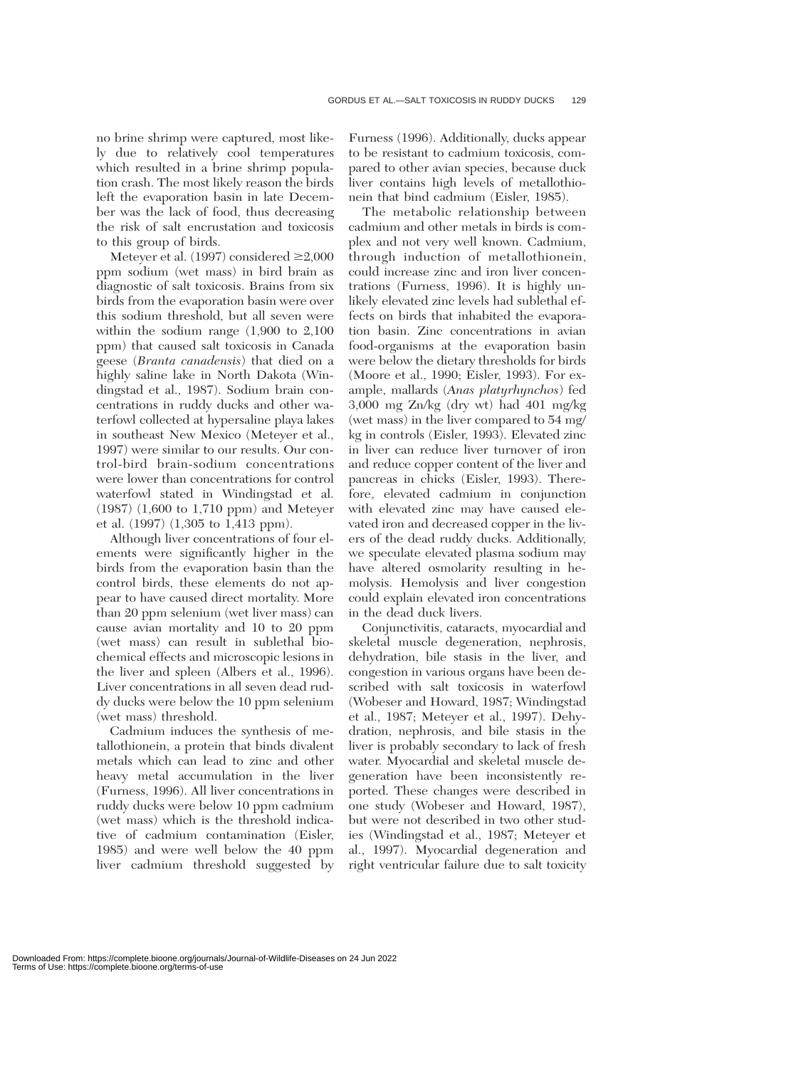no brine shrimp were captured, most likely due to relatively cool temperatures which resulted in a brine shrimp population crash. The most likely reason the birds left the evaporation basin in late December was the lack of food, thus decreasing the risk of salt encrustation and toxicosis to this group of birds.

Meteyer et al. (1997) considered ≥2,000 ppm sodium (wet mass) in bird brain as diagnostic of salt toxicosis. Brains from six birds from the evaporation basin were over this sodium threshold, but all seven were within the sodium range (1,900 to 2,100 ppm) that caused salt toxicosis in Canada geese (*Branta canadensis*) that died on a highly saline lake in North Dakota (Windingstad et al., 1987). Sodium brain concentrations in ruddy ducks and other waterfowl collected at hypersaline playa lakes in southeast New Mexico (Meteyer et al., 1997) were similar to our results. Our control-bird brain-sodium concentrations were lower than concentrations for control waterfowl stated in Windingstad et al. (1987) (1,600 to 1,710 ppm) and Meteyer et al. (1997) (1,305 to 1,413 ppm).

Although liver concentrations of four elements were significantly higher in the birds from the evaporation basin than the control birds, these elements do not appear to have caused direct mortality. More than 20 ppm selenium (wet liver mass) can cause avian mortality and 10 to 20 ppm (wet mass) can result in sublethal biochemical effects and microscopic lesions in the liver and spleen (Albers et al., 1996). Liver concentrations in all seven dead ruddy ducks were below the 10 ppm selenium (wet mass) threshold.

Cadmium induces the synthesis of metallothionein, a protein that binds divalent metals which can lead to zinc and other heavy metal accumulation in the liver (Furness, 1996). All liver concentrations in ruddy ducks were below 10 ppm cadmium (wet mass) which is the threshold indicative of cadmium contamination (Eisler, 1985) and were well below the 40 ppm liver cadmium threshold suggested by Furness (1996). Additionally, ducks appear to be resistant to cadmium toxicosis, compared to other avian species, because duck liver contains high levels of metallothionein that bind cadmium (Eisler, 1985).

The metabolic relationship between cadmium and other metals in birds is complex and not very well known. Cadmium, through induction of metallothionein, could increase zinc and iron liver concentrations (Furness, 1996). It is highly unlikely elevated zinc levels had sublethal effects on birds that inhabited the evaporation basin. Zinc concentrations in avian food-organisms at the evaporation basin were below the dietary thresholds for birds (Moore et al., 1990; Eisler, 1993). For example, mallards (*Anas platyrhynchos*) fed 3,000 mg Zn/kg (dry wt) had 401 mg/kg (wet mass) in the liver compared to 54 mg/kg in controls (Eisler, 1993). Elevated zinc in liver can reduce liver turnover of iron and reduce copper content of the liver and pancreas in chicks (Eisler, 1993). Therefore, elevated cadmium in conjunction with elevated zinc may have caused elevated iron and decreased copper in the livers of the dead ruddy ducks. Additionally, we speculate elevated plasma sodium may have altered osmolarity resulting in hemolysis. Hemolysis and liver congestion could explain elevated iron concentrations in the dead duck livers.

Conjunctivitis, cataracts, myocardial and skeletal muscle degeneration, nephrosis, dehydration, bile stasis in the liver, and congestion in various organs have been described with salt toxicosis in waterfowl (Wobeser and Howard, 1987; Windingstad et al., 1987; Meteyer et al., 1997). Dehydration, nephrosis, and bile stasis in the liver is probably secondary to lack of fresh water. Myocardial and skeletal muscle degeneration have been inconsistently reported. These changes were described in one study (Wobeser and Howard, 1987), but were not described in two other studies (Windingstad et al., 1987; Meteyer et al., 1997). Myocardial degeneration and right ventricular failure due to salt toxicity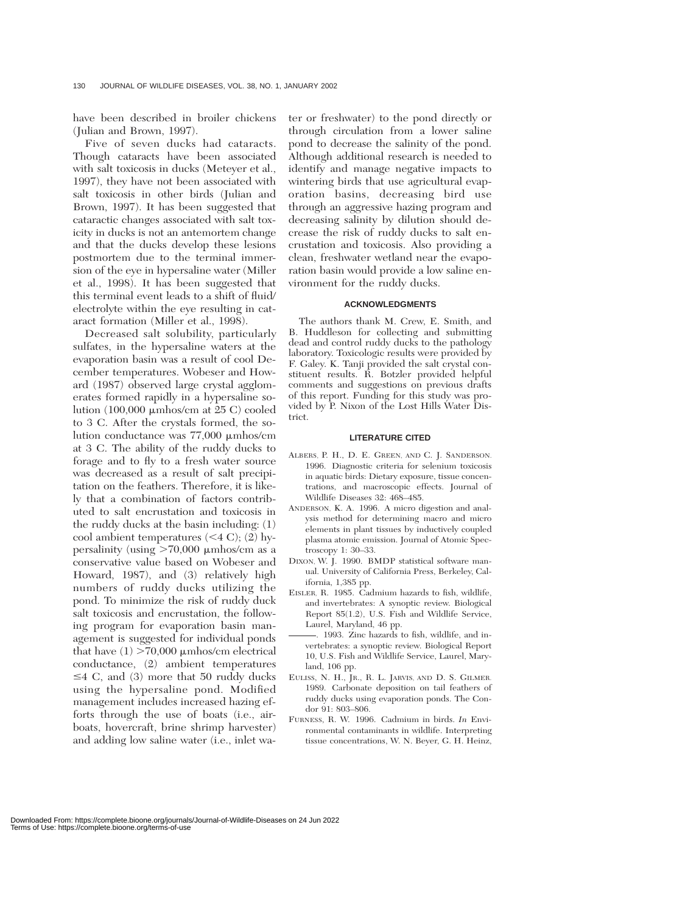have been described in broiler chickens (Julian and Brown, 1997).

Five of seven ducks had cataracts. Though cataracts have been associated with salt toxicosis in ducks (Meteyer et al., 1997), they have not been associated with salt toxicosis in other birds (Julian and Brown, 1997). It has been suggested that cataractic changes associated with salt toxicity in ducks is not an antemortem change and that the ducks develop these lesions postmortem due to the terminal immersion of the eye in hypersaline water (Miller et al., 1998). It has been suggested that this terminal event leads to a shift of fluid/electrolyte within the eye resulting in cataract formation (Miller et al., 1998).

Decreased salt solubility, particularly sulfates, in the hypersaline waters at the evaporation basin was a result of cool December temperatures. Wobeser and Howard (1987) observed large crystal agglomerates formed rapidly in a hypersaline solution (100,000 μmhos/cm at 25 C) cooled to 3 C. After the crystals formed, the solution conductance was 77,000 μmhos/cm at 3 C. The ability of the ruddy ducks to forage and to fly to a fresh water source was decreased as a result of salt precipitation on the feathers. Therefore, it is likely that a combination of factors contributed to salt encrustation and toxicosis in the ruddy ducks at the basin including: (1) cool ambient temperatures (<4 C); (2) hypersalinity (using >70,000 μmhos/cm as a conservative value based on Wobeser and Howard, 1987), and (3) relatively high numbers of ruddy ducks utilizing the pond. To minimize the risk of ruddy duck salt toxicosis and encrustation, the following program for evaporation basin management is suggested for individual ponds that have (1) >70,000 μmhos/cm electrical conductance, (2) ambient temperatures ≤4 C, and (3) more that 50 ruddy ducks using the hypersaline pond. Modified management includes increased hazing efforts through the use of boats (i.e., airboats, hovercraft, brine shrimp harvester) and adding low saline water (i.e., inlet water or freshwater) to the pond directly or through circulation from a lower saline pond to decrease the salinity of the pond. Although additional research is needed to identify and manage negative impacts to wintering birds that use agricultural evaporation basins, decreasing bird use through an aggressive hazing program and decreasing salinity by dilution should decrease the risk of ruddy ducks to salt encrustation and toxicosis. Also providing a clean, freshwater wetland near the evaporation basin would provide a low saline environment for the ruddy ducks.

## ACKNOWLEDGMENTS

The authors thank M. Crew, E. Smith, and B. Huddleson for collecting and submitting dead and control ruddy ducks to the pathology laboratory. Toxicologic results were provided by F. Galey. K. Tanji provided the salt crystal constituent results. R. Botzler provided helpful comments and suggestions on previous drafts of this report. Funding for this study was provided by P. Nixon of the Lost Hills Water District.

## LITERATURE CITED

ALBERS, P. H., D. E. GREEN, AND C. J. SANDERSON. 1996. Diagnostic criteria for selenium toxicosis in aquatic birds: Dietary exposure, tissue concentrations, and macroscopic effects. Journal of Wildlife Diseases 32: 468–485.

ANDERSON, K. A. 1996. A micro digestion and analysis method for determining macro and micro elements in plant tissues by inductively coupled plasma atomic emission. Journal of Atomic Spectroscopy 1: 30–33.

DIXON, W. J. 1990. BMDP statistical software manual. University of California Press, Berkeley, California, 1,385 pp.

EISLER, R. 1985. Cadmium hazards to fish, wildlife, and invertebrates: A synoptic review. Biological Report 85(1.2), U.S. Fish and Wildlife Service, Laurel, Maryland, 46 pp.

———. 1993. Zinc hazards to fish, wildlife, and invertebrates: a synoptic review. Biological Report 10, U.S. Fish and Wildlife Service, Laurel, Maryland, 106 pp.

EULISS, N. H., JR., R. L. JARVIS, AND D. S. GILMER. 1989. Carbonate deposition on tail feathers of ruddy ducks using evaporation ponds. The Condor 91: 803–806.

FURNESS, R. W. 1996. Cadmium in birds. *In* Environmental contaminants in wildlife. Interpreting tissue concentrations, W. N. Beyer, G. H. Heinz,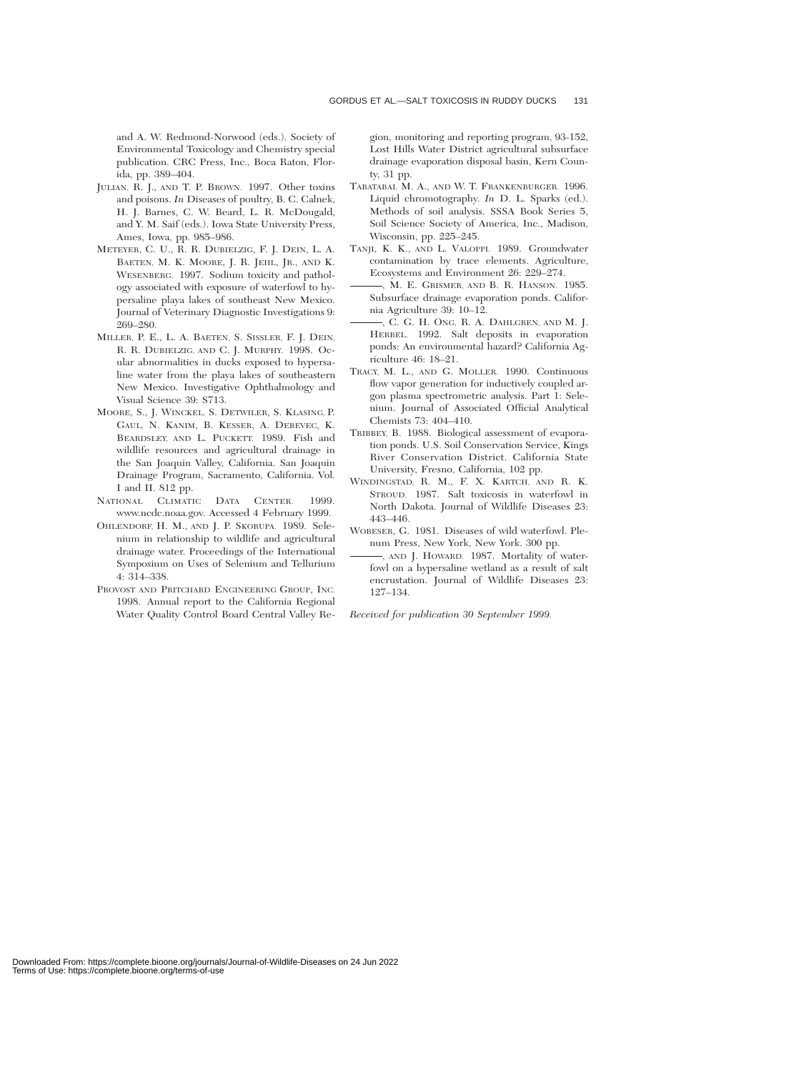and A. W. Redmond-Norwood (eds.). Society of Environmental Toxicology and Chemistry special publication. CRC Press, Inc., Boca Raton, Florida, pp. 389–404.

JULIAN, R. J., AND T. P. BROWN. 1997. Other toxins and poisons. *In* Diseases of poultry, B. C. Calnek, H. J. Barnes, C. W. Beard, L. R. McDougald, and Y. M. Saif (eds.). Iowa State University Press, Ames, Iowa, pp. 985–986.

METEYER, C. U., R. R. DUBIELZIG, F. J. DEIN, L. A. BAETEN, M. K. MOORE, J. R. JEHL, JR., AND K. WESENBERG. 1997. Sodium toxicity and pathology associated with exposure of waterfowl to hypersaline playa lakes of southeast New Mexico. Journal of Veterinary Diagnostic Investigations 9: 269–280.

MILLER, P. E., L. A. BAETEN, S. SISSLER, F. J. DEIN, R. R. DUBIELZIG, AND C. J. MURPHY. 1998. Ocular abnormalities in ducks exposed to hypersaline water from the playa lakes of southeastern New Mexico. Investigative Ophthalmology and Visual Science 39: S713.

MOORE, S., J. WINCKEL, S. DETWILER, S. KLASING, P. GAUL, N. KANIM, B. KESSER, A. DEBEVEC, K. BEARDSLEY, AND L. PUCKETT. 1989. Fish and wildlife resources and agricultural drainage in the San Joaquin Valley, California. San Joaquin Drainage Program, Sacramento, California. Vol. I and II. 812 pp.

NATIONAL CLIMATIC DATA CENTER. 1999. www.ncdc.noaa.gov. Accessed 4 February 1999.

OHLENDORF, H. M., AND J. P. SKORUPA. 1989. Selenium in relationship to wildlife and agricultural drainage water. Proceedings of the International Symposium on Uses of Selenium and Tellurium 4: 314–338.

PROVOST AND PRITCHARD ENGINEERING GROUP, INC. 1998. Annual report to the California Regional Water Quality Control Board Central Valley Region, monitoring and reporting program, 93-152, Lost Hills Water District agricultural subsurface drainage evaporation disposal basin, Kern County, 31 pp.

TABATABAI, M. A., AND W. T. FRANKENBURGER. 1996. Liquid chromotography. *In* D. L. Sparks (ed.). Methods of soil analysis. SSSA Book Series 5, Soil Science Society of America, Inc., Madison, Wisconsin, pp. 225–245.

TANJI, K. K., AND L. VALOPPI. 1989. Groundwater contamination by trace elements. Agriculture, Ecosystems and Environment 26: 229–274.

———, M. E. GRISMER, AND B. R. HANSON. 1985. Subsurface drainage evaporation ponds. California Agriculture 39: 10–12.

———, C. G. H. ONG, R. A. DAHLGREN, AND M. J. HERBEL. 1992. Salt deposits in evaporation ponds: An environmental hazard? California Agriculture 46: 18–21.

TRACY, M. L., AND G. MOLLER. 1990. Continuous flow vapor generation for inductively coupled argon plasma spectrometric analysis. Part 1: Selenium. Journal of Associated Official Analytical Chemists 73: 404–410.

TRIBBEY, B. 1988. Biological assessment of evaporation ponds. U.S. Soil Conservation Service, Kings River Conservation District. California State University, Fresno, California, 102 pp.

WINDINGSTAD, R. M., F. X. KARTCH, AND R. K. STROUD. 1987. Salt toxicosis in waterfowl in North Dakota. Journal of Wildlife Diseases 23: 443–446.

WOBESER, G. 1981. Diseases of wild waterfowl. Plenum Press, New York, New York. 300 pp.

———, AND J. HOWARD. 1987. Mortality of waterfowl on a hypersaline wetland as a result of salt encrustation. Journal of Wildlife Diseases 23: 127–134.

*Received for publication 30 September 1999.*